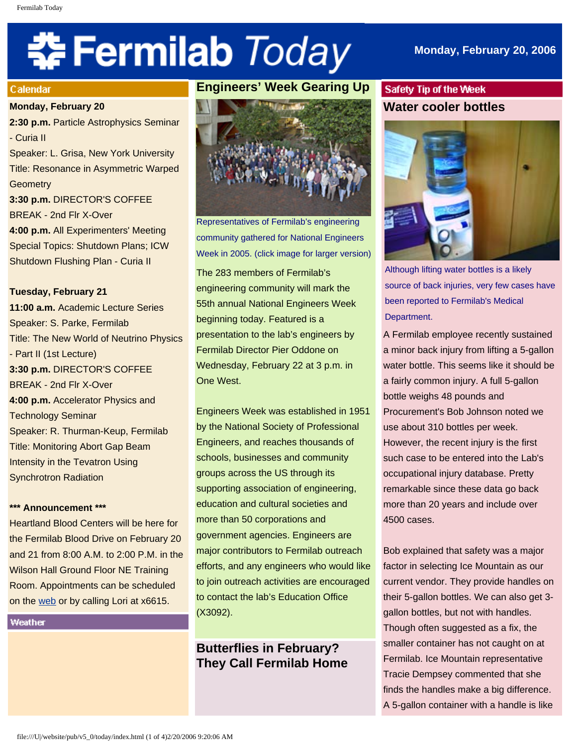# Fermilab Today

**Monday, February 20, 2006**

## Calendar

**Monday, February 20**

**2:30 p.m.** Particle Astrophysics Seminar - Curia II
Speaker: L. Grisa, New York University
Title: Resonance in Asymmetric Warped Geometry

**3:30 p.m.** DIRECTOR'S COFFEE BREAK - 2nd Flr X-Over

**4:00 p.m.** All Experimenters' Meeting Special Topics: Shutdown Plans; ICW Shutdown Flushing Plan - Curia II

**Tuesday, February 21**

**11:00 a.m.** Academic Lecture Series
Speaker: S. Parke, Fermilab
Title: The New World of Neutrino Physics - Part II (1st Lecture)

**3:30 p.m.** DIRECTOR'S COFFEE BREAK - 2nd Flr X-Over

**4:00 p.m.** Accelerator Physics and Technology Seminar
Speaker: R. Thurman-Keup, Fermilab
Title: Monitoring Abort Gap Beam Intensity in the Tevatron Using Synchrotron Radiation

**\*\*\* Announcement \*\*\***

Heartland Blood Centers will be here for the Fermilab Blood Drive on February 20 and 21 from 8:00 A.M. to 2:00 P.M. in the Wilson Hall Ground Floor NE Training Room. Appointments can be scheduled on the web or by calling Lori at x6615.

## Weather

## Engineers' Week Gearing Up

Representatives of Fermilab's engineering community gathered for National Engineers Week in 2005. (click image for larger version)

The 283 members of Fermilab's engineering community will mark the 55th annual National Engineers Week beginning today. Featured is a presentation to the lab's engineers by Fermilab Director Pier Oddone on Wednesday, February 22 at 3 p.m. in One West.

Engineers Week was established in 1951 by the National Society of Professional Engineers, and reaches thousands of schools, businesses and community groups across the US through its supporting association of engineering, education and cultural societies and more than 50 corporations and government agencies. Engineers are major contributors to Fermilab outreach efforts, and any engineers who would like to join outreach activities are encouraged to contact the lab's Education Office (X3092).

## Butterflies in February? They Call Fermilab Home

## Safety Tip of the Week

### Water cooler bottles

Although lifting water bottles is a likely source of back injuries, very few cases have been reported to Fermilab's Medical Department.

A Fermilab employee recently sustained a minor back injury from lifting a 5-gallon water bottle. This seems like it should be a fairly common injury. A full 5-gallon bottle weighs 48 pounds and Procurement's Bob Johnson noted we use about 310 bottles per week. However, the recent injury is the first such case to be entered into the Lab's occupational injury database. Pretty remarkable since these data go back more than 20 years and include over 4500 cases.

Bob explained that safety was a major factor in selecting Ice Mountain as our current vendor. They provide handles on their 5-gallon bottles. We can also get 3-gallon bottles, but not with handles. Though often suggested as a fix, the smaller container has not caught on at Fermilab. Ice Mountain representative Tracie Dempsey commented that she finds the handles make a big difference. A 5-gallon container with a handle is like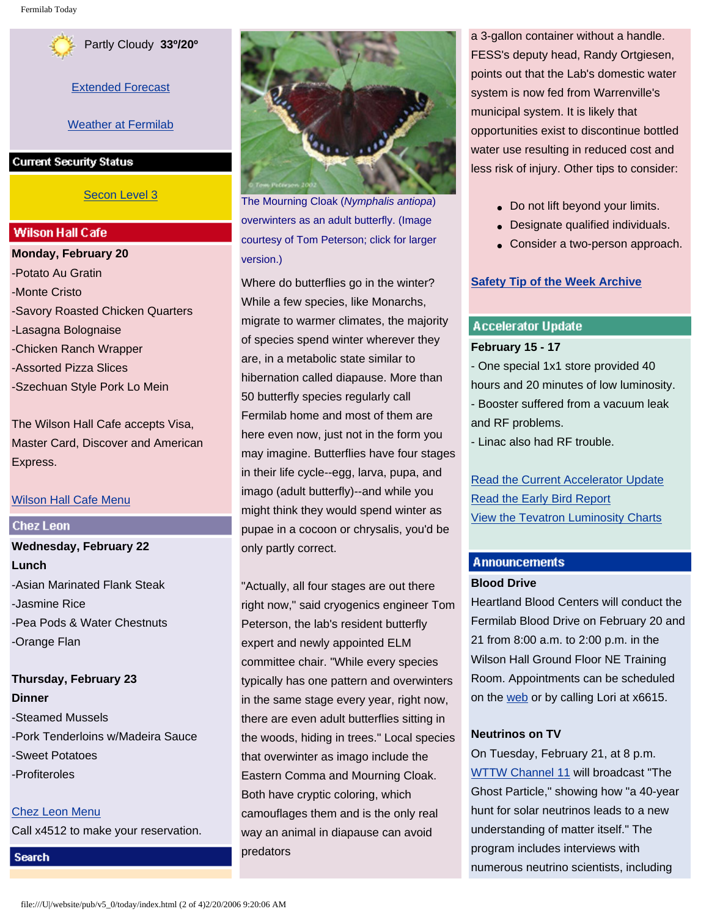Partly Cloudy 33º/20º

[Extended Forecast](#)

[Weather at Fermilab](#)

## Current Security Status

[Secon Level 3](#)

## Wilson Hall Cafe

**Monday, February 20**

- -Potato Au Gratin
- -Monte Cristo
- -Savory Roasted Chicken Quarters
- -Lasagna Bolognaise
- -Chicken Ranch Wrapper
- -Assorted Pizza Slices
- -Szechuan Style Pork Lo Mein

The Wilson Hall Cafe accepts Visa, Master Card, Discover and American Express.

[Wilson Hall Cafe Menu](#)

## Chez Leon

**Wednesday, February 22**
**Lunch**

- -Asian Marinated Flank Steak
- -Jasmine Rice
- -Pea Pods & Water Chestnuts
- -Orange Flan

**Thursday, February 23**
**Dinner**

- -Steamed Mussels
- -Pork Tenderloins w/Madeira Sauce
- -Sweet Potatoes
- -Profiteroles

[Chez Leon Menu](#)
Call x4512 to make your reservation.

## Search

The Mourning Cloak (*Nymphalis antiopa*) overwinters as an adult butterfly. (Image courtesy of Tom Peterson; click for larger version.)

Where do butterflies go in the winter? While a few species, like Monarchs, migrate to warmer climates, the majority of species spend winter wherever they are, in a metabolic state similar to hibernation called diapause. More than 50 butterfly species regularly call Fermilab home and most of them are here even now, just not in the form you may imagine. Butterflies have four stages in their life cycle--egg, larva, pupa, and imago (adult butterfly)--and while you might think they would spend winter as pupae in a cocoon or chrysalis, you'd be only partly correct.

"Actually, all four stages are out there right now," said cryogenics engineer Tom Peterson, the lab's resident butterfly expert and newly appointed ELM committee chair. "While every species typically has one pattern and overwinters in the same stage every year, right now, there are even adult butterflies sitting in the woods, hiding in trees." Local species that overwinter as imago include the Eastern Comma and Mourning Cloak. Both have cryptic coloring, which camouflages them and is the only real way an animal in diapause can avoid predators

a 3-gallon container without a handle. FESS's deputy head, Randy Ortgiesen, points out that the Lab's domestic water system is now fed from Warrenville's municipal system. It is likely that opportunities exist to discontinue bottled water use resulting in reduced cost and less risk of injury. Other tips to consider:

- Do not lift beyond your limits.
- Designate qualified individuals.
- Consider a two-person approach.

[Safety Tip of the Week Archive](#)

## Accelerator Update

**February 15 - 17**

- One special 1x1 store provided 40 hours and 20 minutes of low luminosity.
- Booster suffered from a vacuum leak and RF problems.
- Linac also had RF trouble.

[Read the Current Accelerator Update](#)
[Read the Early Bird Report](#)
[View the Tevatron Luminosity Charts](#)

## Announcements

**Blood Drive**
Heartland Blood Centers will conduct the Fermilab Blood Drive on February 20 and 21 from 8:00 a.m. to 2:00 p.m. in the Wilson Hall Ground Floor NE Training Room. Appointments can be scheduled on the [web](#) or by calling Lori at x6615.

**Neutrinos on TV**
On Tuesday, February 21, at 8 p.m. [WTTW Channel 11](#) will broadcast "The Ghost Particle," showing how "a 40-year hunt for solar neutrinos leads to a new understanding of matter itself." The program includes interviews with numerous neutrino scientists, including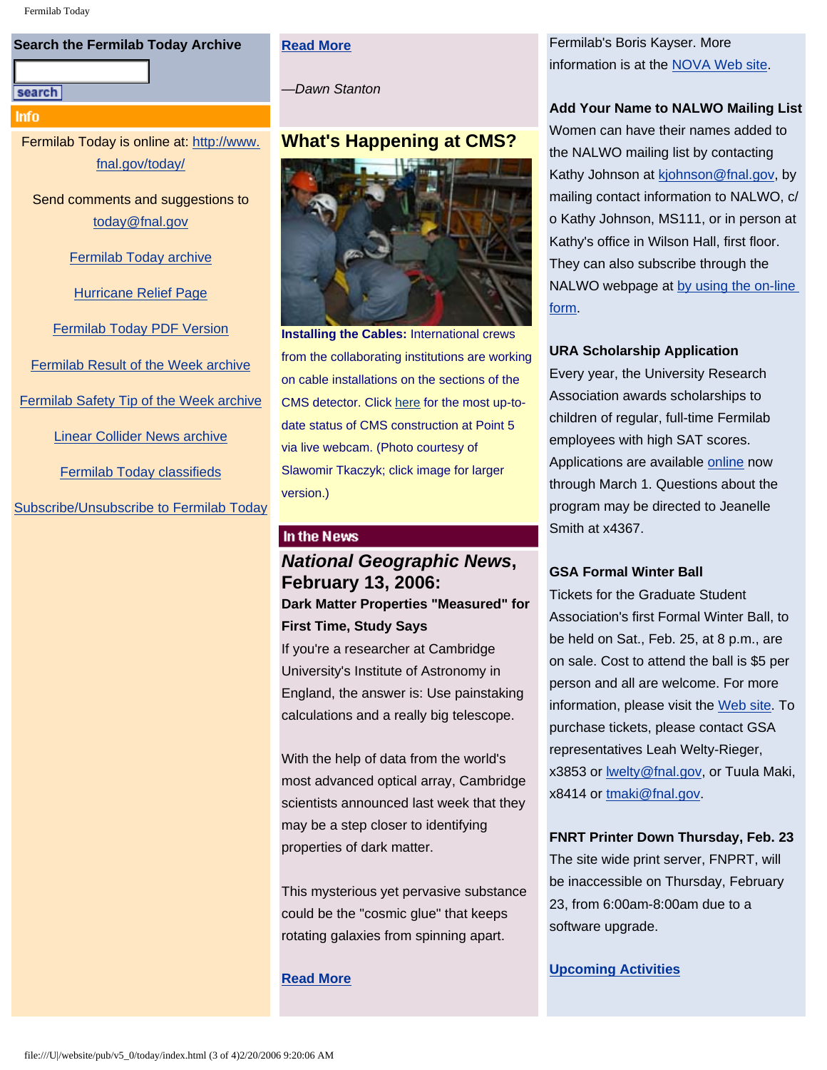**Search the Fearmilab Today Archive**

search

**Info**

Fermilab Today is online at: http://www.fnal.gov/today/

Send comments and suggestions to today@fnal.gov

Fermilab Today archive

Hurricane Relief Page

Fermilab Today PDF Version

Fermilab Result of the Week archive

Fermilab Safety Tip of the Week archive

Linear Collider News archive

Fermilab Today classifieds

Subscribe/Unsubscribe to Fermilab Today

**Read More**

*—Dawn Stanton*

## What's Happening at CMS?

**Installing the Cables:** International crews from the collaborating institutions are working on cable installations on the sections of the CMS detector. Click here for the most up-to-date status of CMS construction at Point 5 via live webcam. (Photo courtesy of Slawomir Tkaczyk; click image for larger version.)

**In the News**

## *National Geographic News*, February 13, 2006:

**Dark Matter Properties "Measured" for First Time, Study Says**

If you're a researcher at Cambridge University's Institute of Astronomy in England, the answer is: Use painstaking calculations and a really big telescope.

With the help of data from the world's most advanced optical array, Cambridge scientists announced last week that they may be a step closer to identifying properties of dark matter.

This mysterious yet pervasive substance could be the "cosmic glue" that keeps rotating galaxies from spinning apart.

**Read More**

Fermilab's Boris Kayser. More information is at the NOVA Web site.

**Add Your Name to NALWO Mailing List**

Women can have their names added to the NALWO mailing list by contacting Kathy Johnson at kjohnson@fnal.gov, by mailing contact information to NALWO, c/o Kathy Johnson, MS111, or in person at Kathy's office in Wilson Hall, first floor. They can also subscribe through the NALWO webpage at by using the on-line form.

**URA Scholarship Application**

Every year, the University Research Association awards scholarships to children of regular, full-time Fermilab employees with high SAT scores. Applications are available online now through March 1. Questions about the program may be directed to Jeanelle Smith at x4367.

**GSA Formal Winter Ball**

Tickets for the Graduate Student Association's first Formal Winter Ball, to be held on Sat., Feb. 25, at 8 p.m., are on sale. Cost to attend the ball is $5 per person and all are welcome. For more information, please visit the Web site. To purchase tickets, please contact GSA representatives Leah Welty-Rieger, x3853 or lwelty@fnal.gov, or Tuula Maki, x8414 or tmaki@fnal.gov.

**FNRT Printer Down Thursday, Feb. 23**

The site wide print server, FNPRT, will be inaccessible on Thursday, February 23, from 6:00am-8:00am due to a software upgrade.

**Upcoming Activities**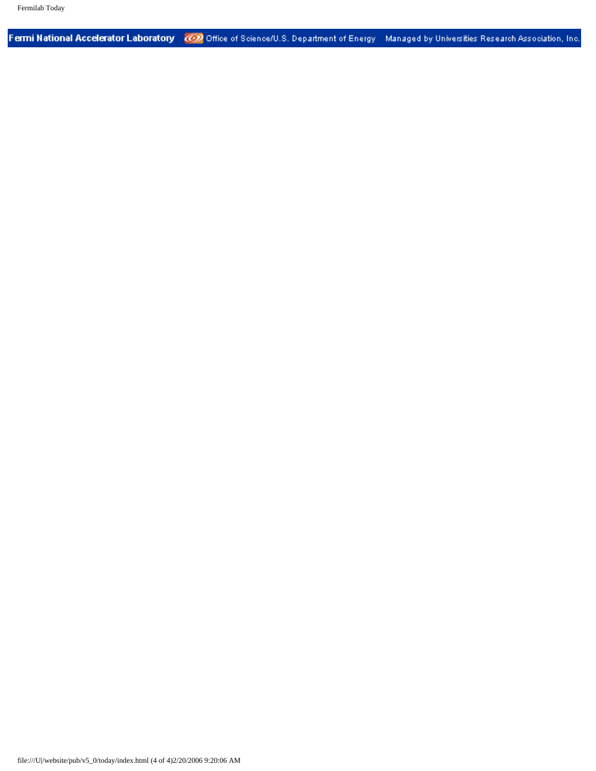Fermi National Accelerator Laboratory Office of Science/U.S. Department of Energy Managed by Universities Research Association, Inc.